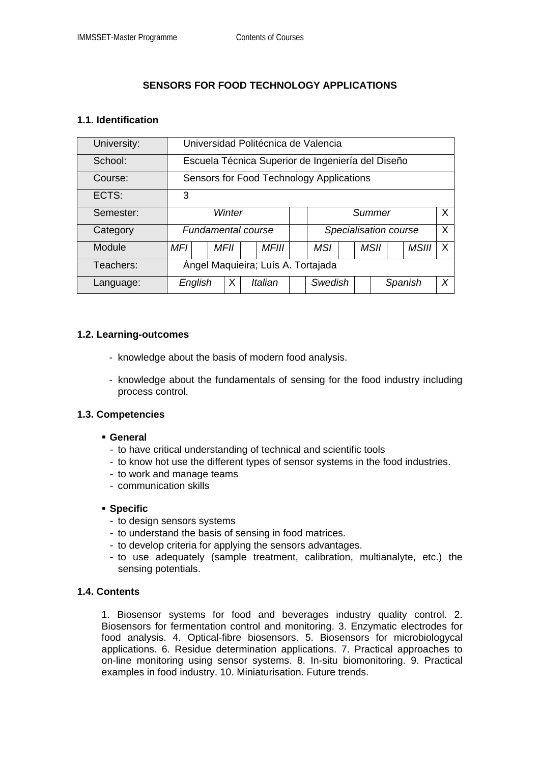# SENSORS FOR FOOD TECHNOLOGY APPLICATIONS

## 1.1. Identification

| University: | Universidad Politécnica de Valencia | | | | | | | | | | | |
|---|---|---|---|---|---|---|---|---|---|---|---|---|
| School: | Escuela Técnica Superior de Ingeniería del Diseño | | | | | | | | | | | |
| Course: | Sensors for Food Technology Applications | | | | | | | | | | | |
| ECTS: | 3 | | | | | | | | | | | |
| Semester: | *Winter* | | | | | | | *Summer* | | | | X |
| Category | *Fundamental course* | | | | | | | *Specialisation course* | | | | X |
| Module | *MFI* | | *MFII* | | *MFIII* | | *MSI* | | *MSII* | | *MSIII* | X |
| Teachers: | Ángel Maquieira; Luís A. Tortajada | | | | | | | | | | | |
| Language: | *English* | X | *Italian* | | *Swedish* | | *Spanish* | *X* | | | | |

## 1.2. Learning-outcomes

- knowledge about the basis of modern food analysis.
- knowledge about the fundamentals of sensing for the food industry including process control.

## 1.3. Competencies

- **General**
  - to have critical understanding of technical and scientific tools
  - to know hot use the different types of sensor systems in the food industries.
  - to work and manage teams
  - communication skills

- **Specific**
  - to design sensors systems
  - to understand the basis of sensing in food matrices.
  - to develop criteria for applying the sensors advantages.
  - to use adequately (sample treatment, calibration, multianalyte, etc.) the sensing potentials.

## 1.4. Contents

1. Biosensor systems for food and beverages industry quality control. 2. Biosensors for fermentation control and monitoring. 3. Enzymatic electrodes for food analysis. 4. Optical-fibre biosensors. 5. Biosensors for microbiologycal applications. 6. Residue determination applications. 7. Practical approaches to on-line monitoring using sensor systems. 8. In-situ biomonitoring. 9. Practical examples in food industry. 10. Miniaturisation. Future trends.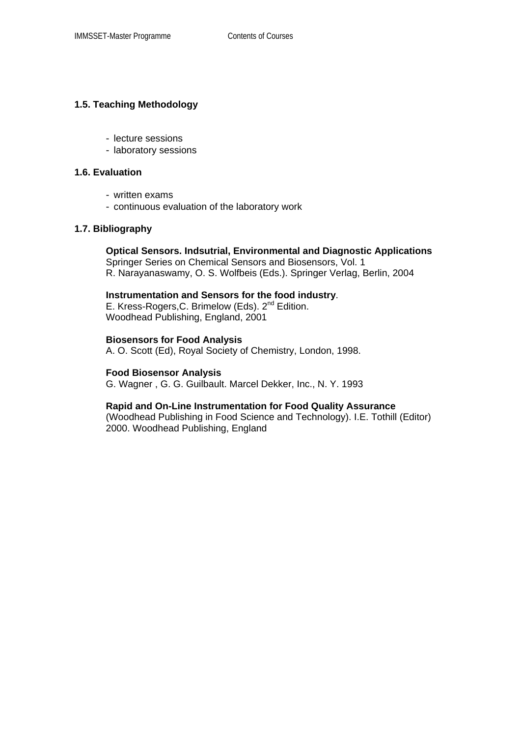### 1.5. Teaching Methodology

- lecture sessions
- laboratory sessions

### 1.6. Evaluation

- written exams
- continuous evaluation of the laboratory work

### 1.7. Bibliography

**Optical Sensors. Indsutrial, Environmental and Diagnostic Applications**
Springer Series on Chemical Sensors and Biosensors, Vol. 1
R. Narayanaswamy, O. S. Wolfbeis (Eds.). Springer Verlag, Berlin, 2004

**Instrumentation and Sensors for the food industry**.
E. Kress-Rogers,C. Brimelow (Eds). 2nd Edition.
Woodhead Publishing, England, 2001

**Biosensors for Food Analysis**
A. O. Scott (Ed), Royal Society of Chemistry, London, 1998.

**Food Biosensor Analysis**
G. Wagner , G. G. Guilbault. Marcel Dekker, Inc., N. Y. 1993

**Rapid and On-Line Instrumentation for Food Quality Assurance**
(Woodhead Publishing in Food Science and Technology). I.E. Tothill (Editor)
2000. Woodhead Publishing, England